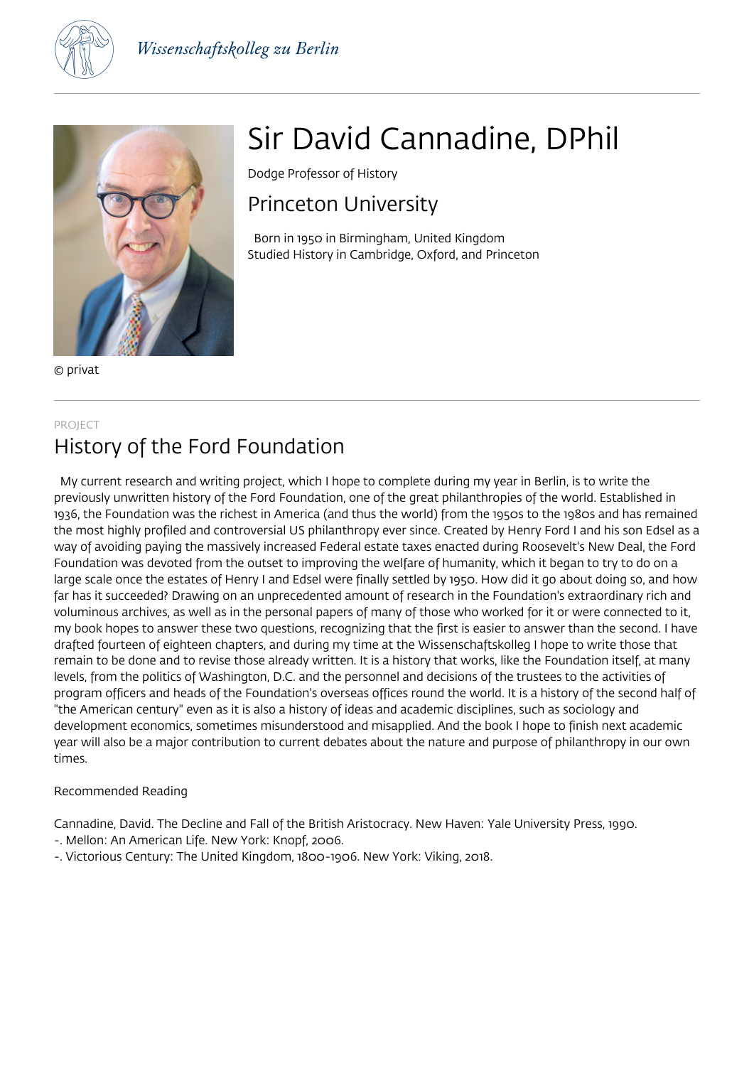# Sir David Cannadine, DPhil

Dodge Professor of History

## Princeton University

Born in 1950 in Birmingham, United Kingdom
Studied History in Cambridge, Oxford, and Princeton

© privat

PROJECT

## History of the Ford Foundation

My current research and writing project, which I hope to complete during my year in Berlin, is to write the previously unwritten history of the Ford Foundation, one of the great philanthropies of the world. Established in 1936, the Foundation was the richest in America (and thus the world) from the 1950s to the 1980s and has remained the most highly profiled and controversial US philanthropy ever since. Created by Henry Ford I and his son Edsel as a way of avoiding paying the massively increased Federal estate taxes enacted during Roosevelt's New Deal, the Ford Foundation was devoted from the outset to improving the welfare of humanity, which it began to try to do on a large scale once the estates of Henry I and Edsel were finally settled by 1950. How did it go about doing so, and how far has it succeeded? Drawing on an unprecedented amount of research in the Foundation's extraordinary rich and voluminous archives, as well as in the personal papers of many of those who worked for it or were connected to it, my book hopes to answer these two questions, recognizing that the first is easier to answer than the second. I have drafted fourteen of eighteen chapters, and during my time at the Wissenschaftskolleg I hope to write those that remain to be done and to revise those already written. It is a history that works, like the Foundation itself, at many levels, from the politics of Washington, D.C. and the personnel and decisions of the trustees to the activities of program officers and heads of the Foundation's overseas offices round the world. It is a history of the second half of "the American century" even as it is also a history of ideas and academic disciplines, such as sociology and development economics, sometimes misunderstood and misapplied. And the book I hope to finish next academic year will also be a major contribution to current debates about the nature and purpose of philanthropy in our own times.

Recommended Reading

Cannadine, David. The Decline and Fall of the British Aristocracy. New Haven: Yale University Press, 1990.
-. Mellon: An American Life. New York: Knopf, 2006.
-. Victorious Century: The United Kingdom, 1800-1906. New York: Viking, 2018.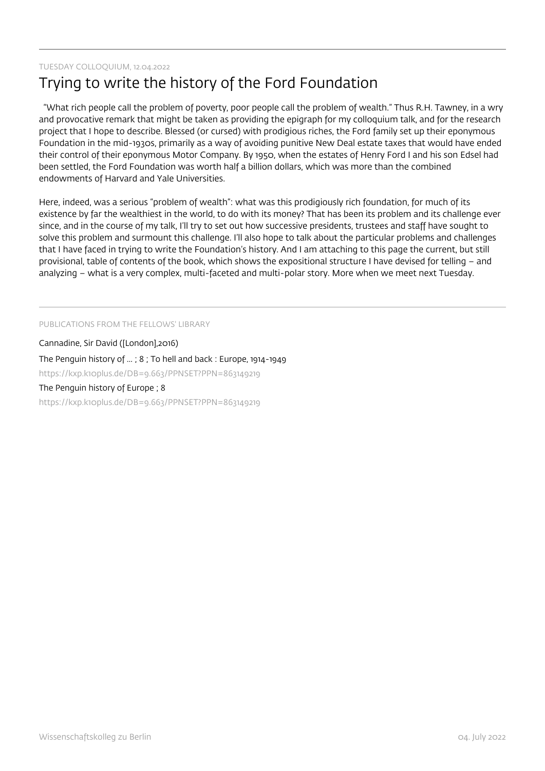TUESDAY COLLOQUIUM, 12.04.2022

# Trying to write the history of the Ford Foundation

"What rich people call the problem of poverty, poor people call the problem of wealth." Thus R.H. Tawney, in a wry and provocative remark that might be taken as providing the epigraph for my colloquium talk, and for the research project that I hope to describe. Blessed (or cursed) with prodigious riches, the Ford family set up their eponymous Foundation in the mid-1930s, primarily as a way of avoiding punitive New Deal estate taxes that would have ended their control of their eponymous Motor Company. By 1950, when the estates of Henry Ford I and his son Edsel had been settled, the Ford Foundation was worth half a billion dollars, which was more than the combined endowments of Harvard and Yale Universities.

Here, indeed, was a serious "problem of wealth": what was this prodigiously rich foundation, for much of its existence by far the wealthiest in the world, to do with its money? That has been its problem and its challenge ever since, and in the course of my talk, I'll try to set out how successive presidents, trustees and staff have sought to solve this problem and surmount this challenge. I'll also hope to talk about the particular problems and challenges that I have faced in trying to write the Foundation's history. And I am attaching to this page the current, but still provisional, table of contents of the book, which shows the expositional structure I have devised for telling – and analyzing – what is a very complex, multi-faceted and multi-polar story. More when we meet next Tuesday.

PUBLICATIONS FROM THE FELLOWS' LIBRARY

Cannadine, Sir David ([London],2016)

The Penguin history of ... ; 8 ; To hell and back : Europe, 1914-1949

https://kxp.k10plus.de/DB=9.663/PPNSET?PPN=863149219

The Penguin history of Europe ; 8

https://kxp.k10plus.de/DB=9.663/PPNSET?PPN=863149219